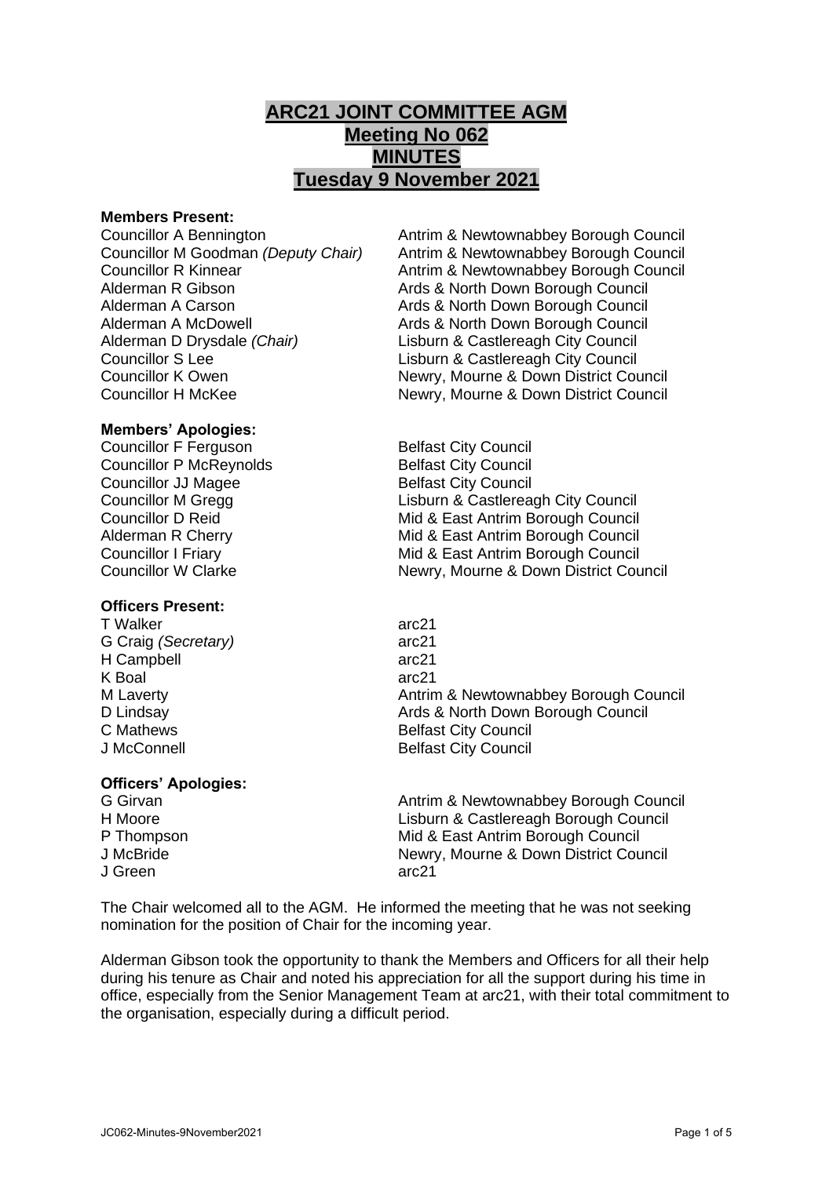# ARC21 JOINT COMMITTEE AGM
## Meeting No 062
## MINUTES
## Tuesday 9 November 2021

**Members Present:**

| | |
|---|---|
| Councillor A Bennington | Antrim & Newtownabbey Borough Council |
| Councillor M Goodman *(Deputy Chair)* | Antrim & Newtownabbey Borough Council |
| Councillor R Kinnear | Antrim & Newtownabbey Borough Council |
| Alderman R Gibson | Ards & North Down Borough Council |
| Alderman A Carson | Ards & North Down Borough Council |
| Alderman A McDowell | Ards & North Down Borough Council |
| Alderman D Drysdale *(Chair)* | Lisburn & Castlereagh City Council |
| Councillor S Lee | Lisburn & Castlereagh City Council |
| Councillor K Owen | Newry, Mourne & Down District Council |
| Councillor H McKee | Newry, Mourne & Down District Council |

**Members' Apologies:**

| | |
|---|---|
| Councillor F Ferguson | Belfast City Council |
| Councillor P McReynolds | Belfast City Council |
| Councillor JJ Magee | Belfast City Council |
| Councillor M Gregg | Lisburn & Castlereagh City Council |
| Councillor D Reid | Mid & East Antrim Borough Council |
| Alderman R Cherry | Mid & East Antrim Borough Council |
| Councillor I Friary | Mid & East Antrim Borough Council |
| Councillor W Clarke | Newry, Mourne & Down District Council |

**Officers Present:**

| | |
|---|---|
| T Walker | arc21 |
| G Craig *(Secretary)* | arc21 |
| H Campbell | arc21 |
| K Boal | arc21 |
| M Laverty | Antrim & Newtownabbey Borough Council |
| D Lindsay | Ards & North Down Borough Council |
| C Mathews | Belfast City Council |
| J McConnell | Belfast City Council |

**Officers' Apologies:**

| | |
|---|---|
| G Girvan | Antrim & Newtownabbey Borough Council |
| H Moore | Lisburn & Castlereagh Borough Council |
| P Thompson | Mid & East Antrim Borough Council |
| J McBride | Newry, Mourne & Down District Council |
| J Green | arc21 |

The Chair welcomed all to the AGM. He informed the meeting that he was not seeking nomination for the position of Chair for the incoming year.

Alderman Gibson took the opportunity to thank the Members and Officers for all their help during his tenure as Chair and noted his appreciation for all the support during his time in office, especially from the Senior Management Team at arc21, with their total commitment to the organisation, especially during a difficult period.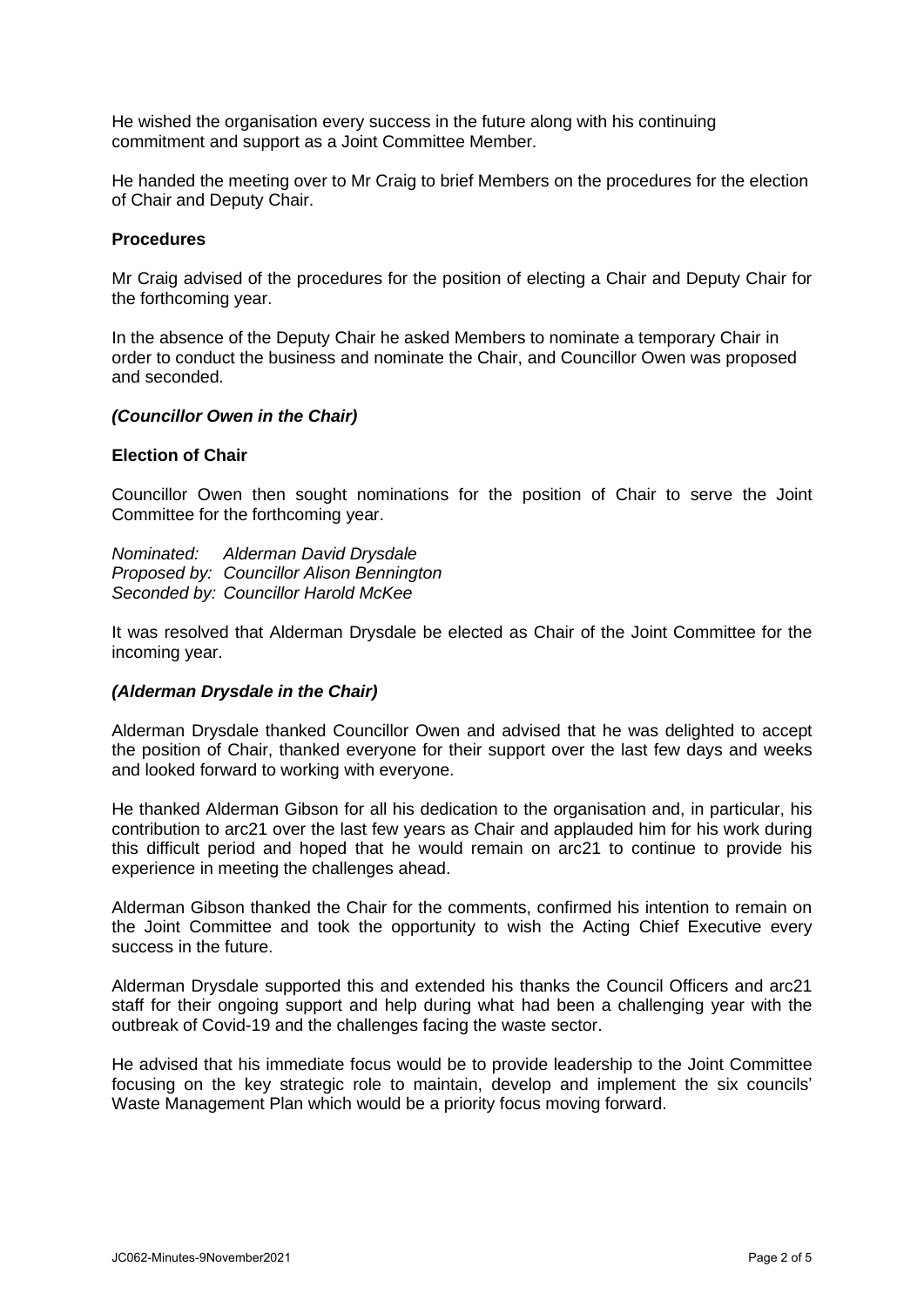He wished the organisation every success in the future along with his continuing commitment and support as a Joint Committee Member.

He handed the meeting over to Mr Craig to brief Members on the procedures for the election of Chair and Deputy Chair.

**Procedures**

Mr Craig advised of the procedures for the position of electing a Chair and Deputy Chair for the forthcoming year.

In the absence of the Deputy Chair he asked Members to nominate a temporary Chair in order to conduct the business and nominate the Chair, and Councillor Owen was proposed and seconded.

***(Councillor Owen in the Chair)***

**Election of Chair**

Councillor Owen then sought nominations for the position of Chair to serve the Joint Committee for the forthcoming year.

*Nominated: Alderman David Drysdale*
*Proposed by: Councillor Alison Bennington*
*Seconded by: Councillor Harold McKee*

It was resolved that Alderman Drysdale be elected as Chair of the Joint Committee for the incoming year.

***(Alderman Drysdale in the Chair)***

Alderman Drysdale thanked Councillor Owen and advised that he was delighted to accept the position of Chair, thanked everyone for their support over the last few days and weeks and looked forward to working with everyone.

He thanked Alderman Gibson for all his dedication to the organisation and, in particular, his contribution to arc21 over the last few years as Chair and applauded him for his work during this difficult period and hoped that he would remain on arc21 to continue to provide his experience in meeting the challenges ahead.

Alderman Gibson thanked the Chair for the comments, confirmed his intention to remain on the Joint Committee and took the opportunity to wish the Acting Chief Executive every success in the future.

Alderman Drysdale supported this and extended his thanks the Council Officers and arc21 staff for their ongoing support and help during what had been a challenging year with the outbreak of Covid-19 and the challenges facing the waste sector.

He advised that his immediate focus would be to provide leadership to the Joint Committee focusing on the key strategic role to maintain, develop and implement the six councils' Waste Management Plan which would be a priority focus moving forward.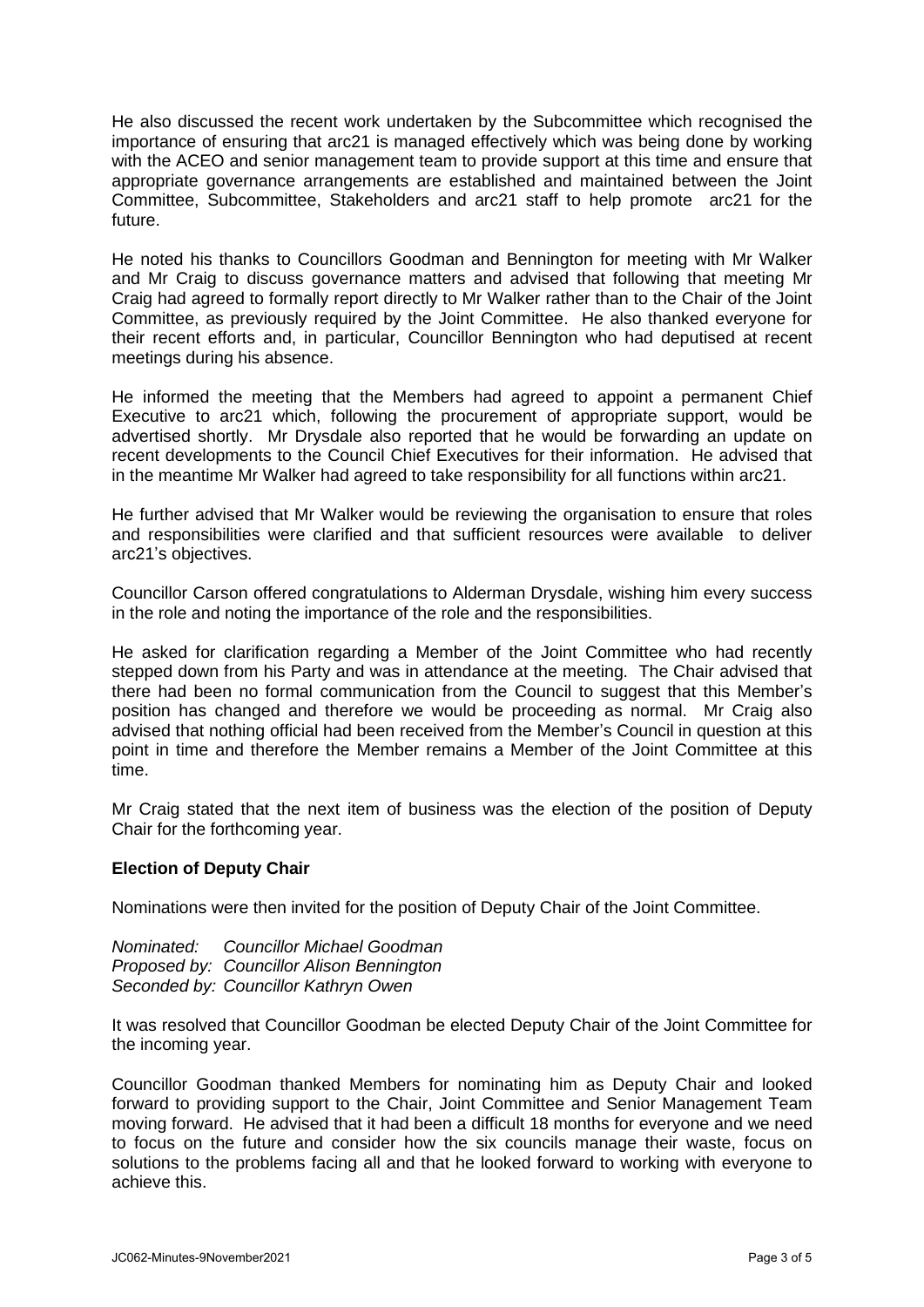He also discussed the recent work undertaken by the Subcommittee which recognised the importance of ensuring that arc21 is managed effectively which was being done by working with the ACEO and senior management team to provide support at this time and ensure that appropriate governance arrangements are established and maintained between the Joint Committee, Subcommittee, Stakeholders and arc21 staff to help promote arc21 for the future.

He noted his thanks to Councillors Goodman and Bennington for meeting with Mr Walker and Mr Craig to discuss governance matters and advised that following that meeting Mr Craig had agreed to formally report directly to Mr Walker rather than to the Chair of the Joint Committee, as previously required by the Joint Committee. He also thanked everyone for their recent efforts and, in particular, Councillor Bennington who had deputised at recent meetings during his absence.

He informed the meeting that the Members had agreed to appoint a permanent Chief Executive to arc21 which, following the procurement of appropriate support, would be advertised shortly. Mr Drysdale also reported that he would be forwarding an update on recent developments to the Council Chief Executives for their information. He advised that in the meantime Mr Walker had agreed to take responsibility for all functions within arc21.

He further advised that Mr Walker would be reviewing the organisation to ensure that roles and responsibilities were clarified and that sufficient resources were available to deliver arc21's objectives.

Councillor Carson offered congratulations to Alderman Drysdale, wishing him every success in the role and noting the importance of the role and the responsibilities.

He asked for clarification regarding a Member of the Joint Committee who had recently stepped down from his Party and was in attendance at the meeting. The Chair advised that there had been no formal communication from the Council to suggest that this Member's position has changed and therefore we would be proceeding as normal. Mr Craig also advised that nothing official had been received from the Member's Council in question at this point in time and therefore the Member remains a Member of the Joint Committee at this time.

Mr Craig stated that the next item of business was the election of the position of Deputy Chair for the forthcoming year.

**Election of Deputy Chair**

Nominations were then invited for the position of Deputy Chair of the Joint Committee.

*Nominated: Councillor Michael Goodman*
*Proposed by: Councillor Alison Bennington*
*Seconded by: Councillor Kathryn Owen*

It was resolved that Councillor Goodman be elected Deputy Chair of the Joint Committee for the incoming year.

Councillor Goodman thanked Members for nominating him as Deputy Chair and looked forward to providing support to the Chair, Joint Committee and Senior Management Team moving forward. He advised that it had been a difficult 18 months for everyone and we need to focus on the future and consider how the six councils manage their waste, focus on solutions to the problems facing all and that he looked forward to working with everyone to achieve this.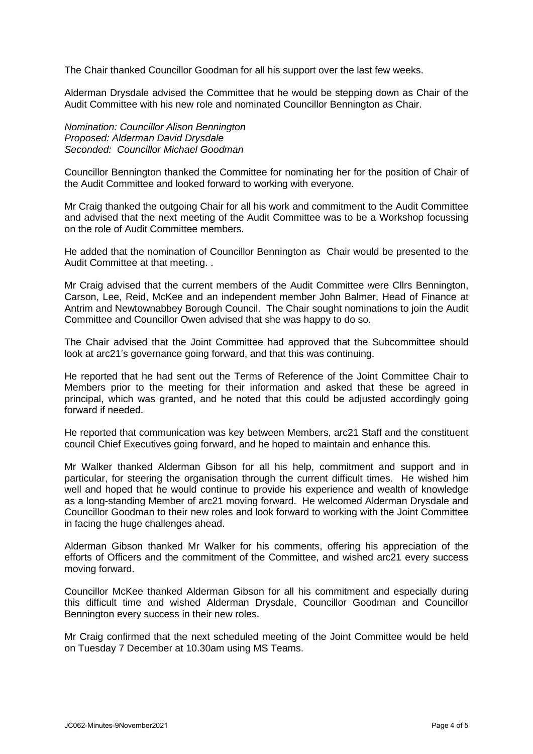The Chair thanked Councillor Goodman for all his support over the last few weeks.

Alderman Drysdale advised the Committee that he would be stepping down as Chair of the Audit Committee with his new role and nominated Councillor Bennington as Chair.

*Nomination: Councillor Alison Bennington*
*Proposed: Alderman David Drysdale*
*Seconded: Councillor Michael Goodman*

Councillor Bennington thanked the Committee for nominating her for the position of Chair of the Audit Committee and looked forward to working with everyone.

Mr Craig thanked the outgoing Chair for all his work and commitment to the Audit Committee and advised that the next meeting of the Audit Committee was to be a Workshop focussing on the role of Audit Committee members.

He added that the nomination of Councillor Bennington as Chair would be presented to the Audit Committee at that meeting. .

Mr Craig advised that the current members of the Audit Committee were Cllrs Bennington, Carson, Lee, Reid, McKee and an independent member John Balmer, Head of Finance at Antrim and Newtownabbey Borough Council. The Chair sought nominations to join the Audit Committee and Councillor Owen advised that she was happy to do so.

The Chair advised that the Joint Committee had approved that the Subcommittee should look at arc21's governance going forward, and that this was continuing.

He reported that he had sent out the Terms of Reference of the Joint Committee Chair to Members prior to the meeting for their information and asked that these be agreed in principal, which was granted, and he noted that this could be adjusted accordingly going forward if needed.

He reported that communication was key between Members, arc21 Staff and the constituent council Chief Executives going forward, and he hoped to maintain and enhance this.

Mr Walker thanked Alderman Gibson for all his help, commitment and support and in particular, for steering the organisation through the current difficult times. He wished him well and hoped that he would continue to provide his experience and wealth of knowledge as a long-standing Member of arc21 moving forward. He welcomed Alderman Drysdale and Councillor Goodman to their new roles and look forward to working with the Joint Committee in facing the huge challenges ahead.

Alderman Gibson thanked Mr Walker for his comments, offering his appreciation of the efforts of Officers and the commitment of the Committee, and wished arc21 every success moving forward.

Councillor McKee thanked Alderman Gibson for all his commitment and especially during this difficult time and wished Alderman Drysdale, Councillor Goodman and Councillor Bennington every success in their new roles.

Mr Craig confirmed that the next scheduled meeting of the Joint Committee would be held on Tuesday 7 December at 10.30am using MS Teams.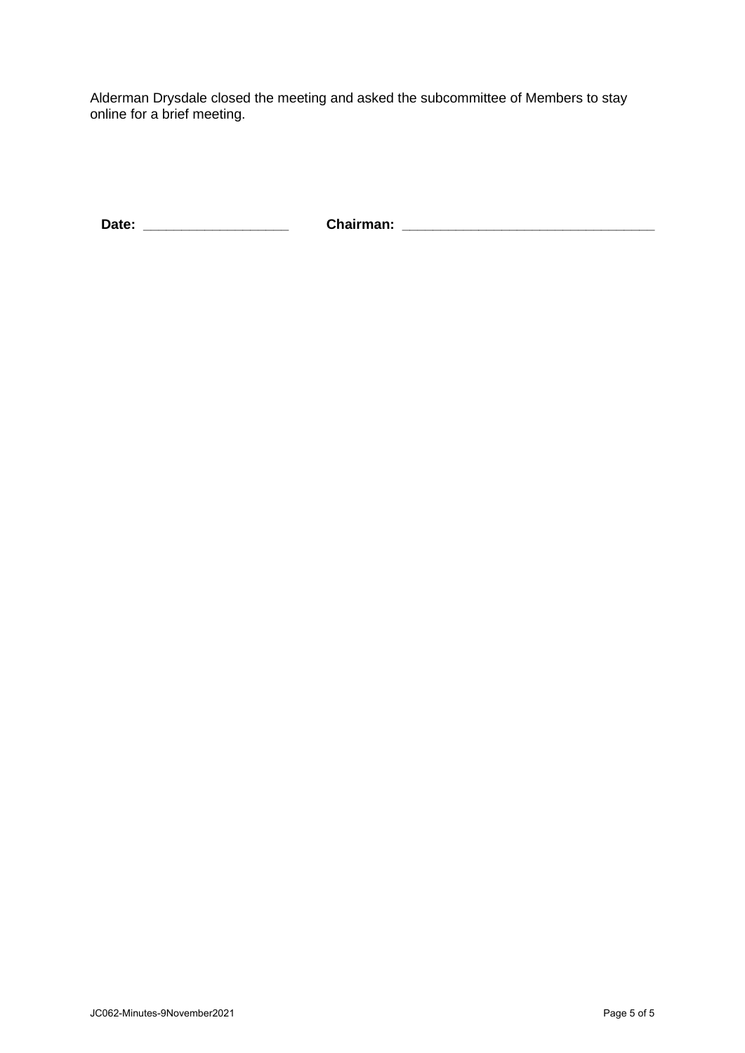Alderman Drysdale closed the meeting and asked the subcommittee of Members to stay online for a brief meeting.

**Date:** ___________________ **Chairman:** ________________________________